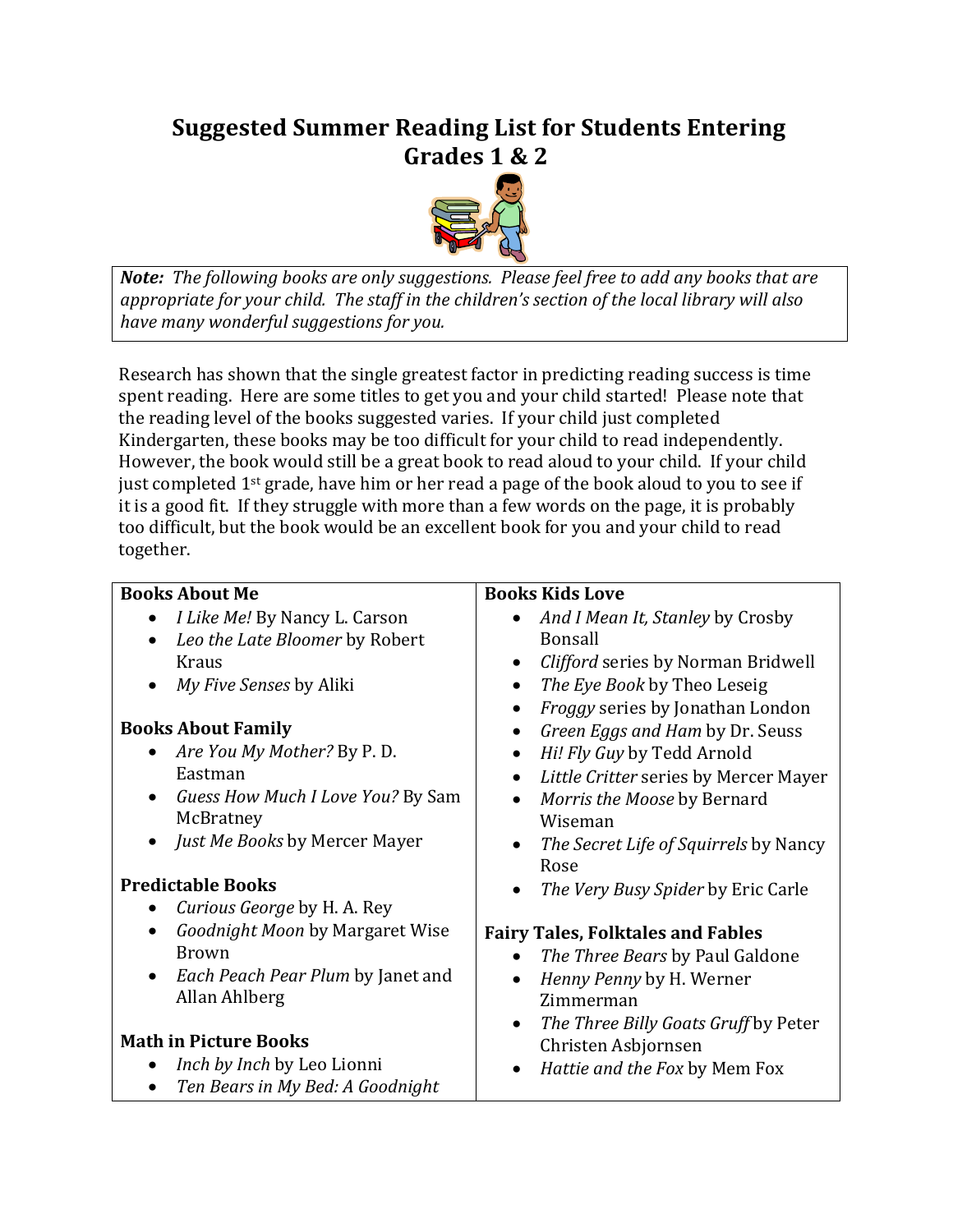# Suggested Summer Reading List for Students Entering Grades 1 & 2

***Note:*** *The following books are only suggestions. Please feel free to add any books that are appropriate for your child. The staff in the children's section of the local library will also have many wonderful suggestions for you.*

Research has shown that the single greatest factor in predicting reading success is time spent reading. Here are some titles to get you and your child started! Please note that the reading level of the books suggested varies. If your child just completed Kindergarten, these books may be too difficult for your child to read independently. However, the book would still be a great book to read aloud to your child. If your child just completed 1st grade, have him or her read a page of the book aloud to you to see if it is a good fit. If they struggle with more than a few words on the page, it is probably too difficult, but the book would be an excellent book for you and your child to read together.

**Books About Me**

- *I Like Me!* By Nancy L. Carson
- *Leo the Late Bloomer* by Robert Kraus
- *My Five Senses* by Aliki

**Books About Family**

- *Are You My Mother?* By P. D. Eastman
- *Guess How Much I Love You?* By Sam McBratney
- *Just Me Books* by Mercer Mayer

**Predictable Books**

- *Curious George* by H. A. Rey
- *Goodnight Moon* by Margaret Wise Brown
- *Each Peach Pear Plum* by Janet and Allan Ahlberg

**Math in Picture Books**

- *Inch by Inch* by Leo Lionni
- *Ten Bears in My Bed: A Goodnight*

**Books Kids Love**

- *And I Mean It, Stanley* by Crosby Bonsall
- *Clifford* series by Norman Bridwell
- *The Eye Book* by Theo Leseig
- *Froggy* series by Jonathan London
- *Green Eggs and Ham* by Dr. Seuss
- *Hi! Fly Guy* by Tedd Arnold
- *Little Critter* series by Mercer Mayer
- *Morris the Moose* by Bernard Wiseman
- *The Secret Life of Squirrels* by Nancy Rose
- *The Very Busy Spider* by Eric Carle

**Fairy Tales, Folktales and Fables**

- *The Three Bears* by Paul Galdone
- *Henny Penny* by H. Werner Zimmerman
- *The Three Billy Goats Gruff* by Peter Christen Asbjornsen
- *Hattie and the Fox* by Mem Fox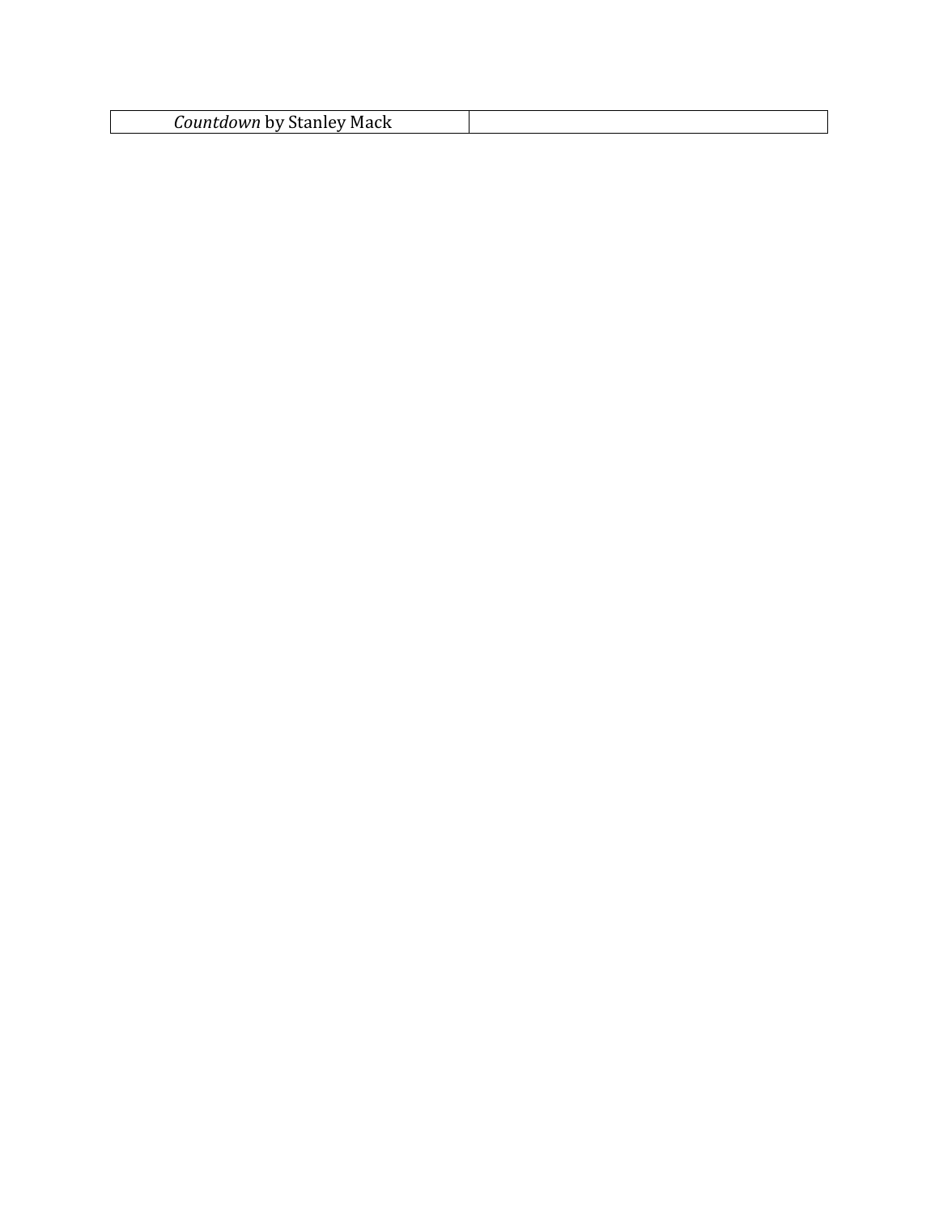| | |
|---|---|
| *Countdown* by Stanley Mack | |